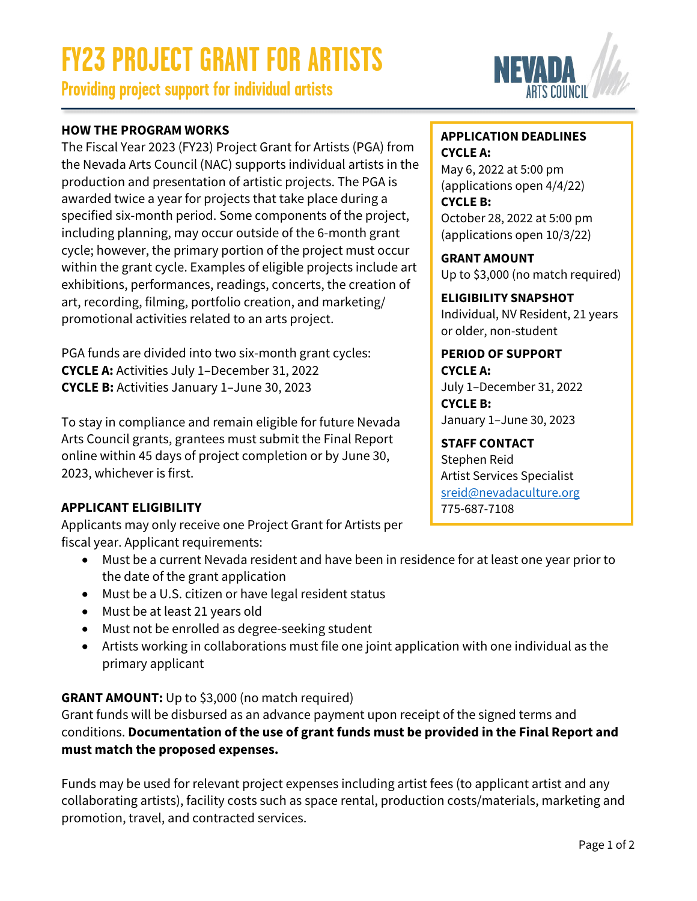# FY23 PROJECT GRANT FOR ARTISTS

## Providing project support for individual artists

### HOW THE PROGRAM WORKS

The Fiscal Year 2023 (FY23) Project Grant for Artists (PGA) from the Nevada Arts Council (NAC) supports individual artists in the production and presentation of artistic projects. The PGA is awarded twice a year for projects that take place during a specified six-month period. Some components of the project, including planning, may occur outside of the 6-month grant cycle; however, the primary portion of the project must occur within the grant cycle. Examples of eligible projects include art exhibitions, performances, readings, concerts, the creation of art, recording, filming, portfolio creation, and marketing/promotional activities related to an arts project.

PGA funds are divided into two six-month grant cycles:
**CYCLE A:** Activities July 1–December 31, 2022
**CYCLE B:** Activities January 1–June 30, 2023

To stay in compliance and remain eligible for future Nevada Arts Council grants, grantees must submit the Final Report online within 45 days of project completion or by June 30, 2023, whichever is first.

**APPLICATION DEADLINES**
**CYCLE A:**
May 6, 2022 at 5:00 pm
(applications open 4/4/22)
**CYCLE B:**
October 28, 2022 at 5:00 pm
(applications open 10/3/22)

**GRANT AMOUNT**
Up to $3,000 (no match required)

**ELIGIBILITY SNAPSHOT**
Individual, NV Resident, 21 years or older, non-student

**PERIOD OF SUPPORT**
**CYCLE A:**
July 1–December 31, 2022
**CYCLE B:**
January 1–June 30, 2023

**STAFF CONTACT**
Stephen Reid
Artist Services Specialist
sreid@nevadaculture.org
775-687-7108

### APPLICANT ELIGIBILITY

Applicants may only receive one Project Grant for Artists per fiscal year. Applicant requirements:

- Must be a current Nevada resident and have been in residence for at least one year prior to the date of the grant application
- Must be a U.S. citizen or have legal resident status
- Must be at least 21 years old
- Must not be enrolled as degree-seeking student
- Artists working in collaborations must file one joint application with one individual as the primary applicant

**GRANT AMOUNT:** Up to $3,000 (no match required)
Grant funds will be disbursed as an advance payment upon receipt of the signed terms and conditions. **Documentation of the use of grant funds must be provided in the Final Report and must match the proposed expenses.**

Funds may be used for relevant project expenses including artist fees (to applicant artist and any collaborating artists), facility costs such as space rental, production costs/materials, marketing and promotion, travel, and contracted services.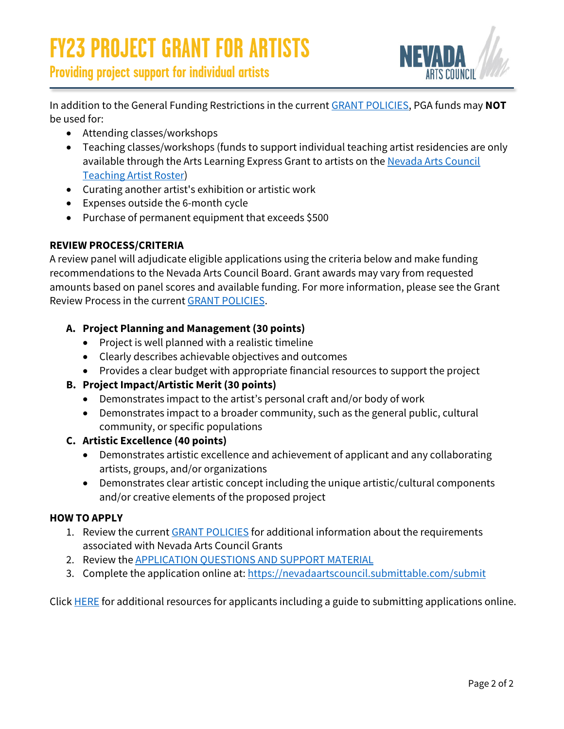# FY23 PROJECT GRANT FOR ARTISTS

## Providing project support for individual artists

In addition to the General Funding Restrictions in the current GRANT POLICIES, PGA funds may **NOT** be used for:

- Attending classes/workshops
- Teaching classes/workshops (funds to support individual teaching artist residencies are only available through the Arts Learning Express Grant to artists on the Nevada Arts Council Teaching Artist Roster)
- Curating another artist's exhibition or artistic work
- Expenses outside the 6-month cycle
- Purchase of permanent equipment that exceeds $500

**REVIEW PROCESS/CRITERIA**

A review panel will adjudicate eligible applications using the criteria below and make funding recommendations to the Nevada Arts Council Board. Grant awards may vary from requested amounts based on panel scores and available funding. For more information, please see the Grant Review Process in the current GRANT POLICIES.

A. **Project Planning and Management (30 points)**
   - Project is well planned with a realistic timeline
   - Clearly describes achievable objectives and outcomes
   - Provides a clear budget with appropriate financial resources to support the project

B. **Project Impact/Artistic Merit (30 points)**
   - Demonstrates impact to the artist's personal craft and/or body of work
   - Demonstrates impact to a broader community, such as the general public, cultural community, or specific populations

C. **Artistic Excellence (40 points)**
   - Demonstrates artistic excellence and achievement of applicant and any collaborating artists, groups, and/or organizations
   - Demonstrates clear artistic concept including the unique artistic/cultural components and/or creative elements of the proposed project

**HOW TO APPLY**

1. Review the current GRANT POLICIES for additional information about the requirements associated with Nevada Arts Council Grants
2. Review the APPLICATION QUESTIONS AND SUPPORT MATERIAL
3. Complete the application online at: https://nevadaartscouncil.submittable.com/submit

Click HERE for additional resources for applicants including a guide to submitting applications online.